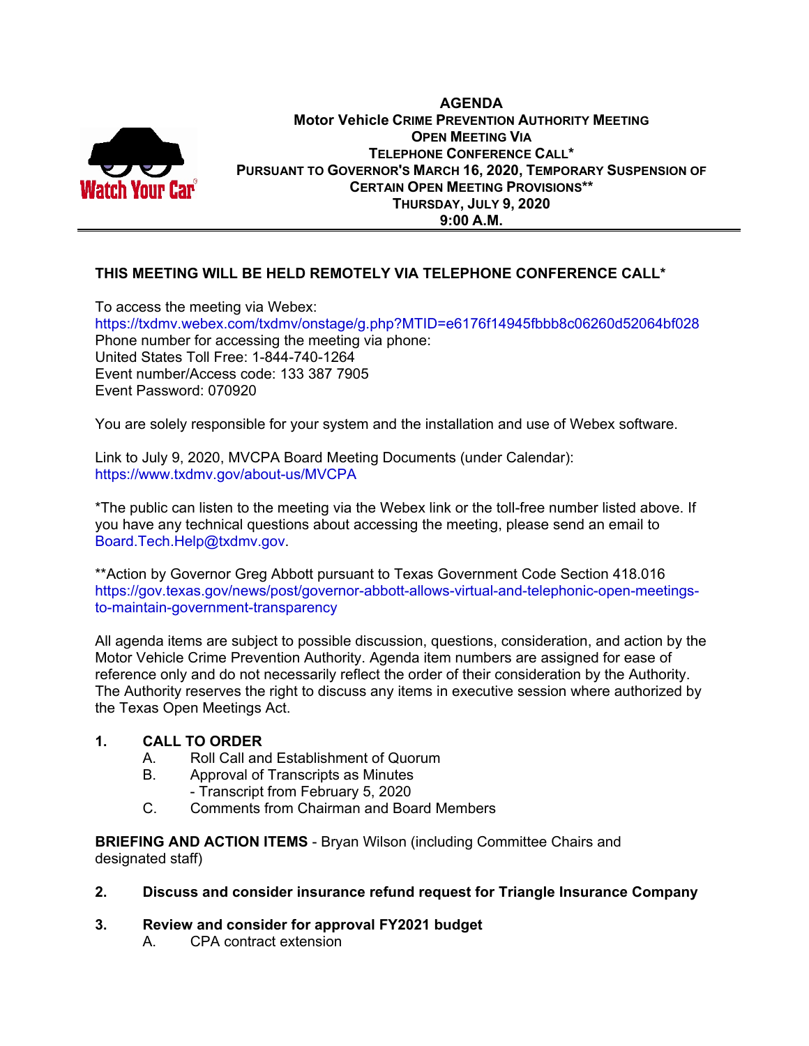# AGENDA

**Motor Vehicle Crime Prevention Authority Meeting**
**Open Meeting Via**
**Telephone Conference Call***
**Pursuant to Governor's March 16, 2020, Temporary Suspension of Certain Open Meeting Provisions****
**Thursday, July 9, 2020**
**9:00 A.M.**

---

**THIS MEETING WILL BE HELD REMOTELY VIA TELEPHONE CONFERENCE CALL***

To access the meeting via Webex:
https://txdmv.webex.com/txdmv/onstage/g.php?MTID=e6176f14945fbbb8c06260d52064bf028
Phone number for accessing the meeting via phone:
United States Toll Free: 1-844-740-1264
Event number/Access code: 133 387 7905
Event Password: 070920

You are solely responsible for your system and the installation and use of Webex software.

Link to July 9, 2020, MVCPA Board Meeting Documents (under Calendar):
https://www.txdmv.gov/about-us/MVCPA

*The public can listen to the meeting via the Webex link or the toll-free number listed above. If you have any technical questions about accessing the meeting, please send an email to Board.Tech.Help@txdmv.gov.

**Action by Governor Greg Abbott pursuant to Texas Government Code Section 418.016
https://gov.texas.gov/news/post/governor-abbott-allows-virtual-and-telephonic-open-meetings-to-maintain-government-transparency

All agenda items are subject to possible discussion, questions, consideration, and action by the Motor Vehicle Crime Prevention Authority. Agenda item numbers are assigned for ease of reference only and do not necessarily reflect the order of their consideration by the Authority. The Authority reserves the right to discuss any items in executive session where authorized by the Texas Open Meetings Act.

**1. CALL TO ORDER**
   - A. Roll Call and Establishment of Quorum
   - B. Approval of Transcripts as Minutes
     - Transcript from February 5, 2020
   - C. Comments from Chairman and Board Members

**BRIEFING AND ACTION ITEMS** - Bryan Wilson (including Committee Chairs and designated staff)

**2. Discuss and consider insurance refund request for Triangle Insurance Company**

**3. Review and consider for approval FY2021 budget**
   - A. CPA contract extension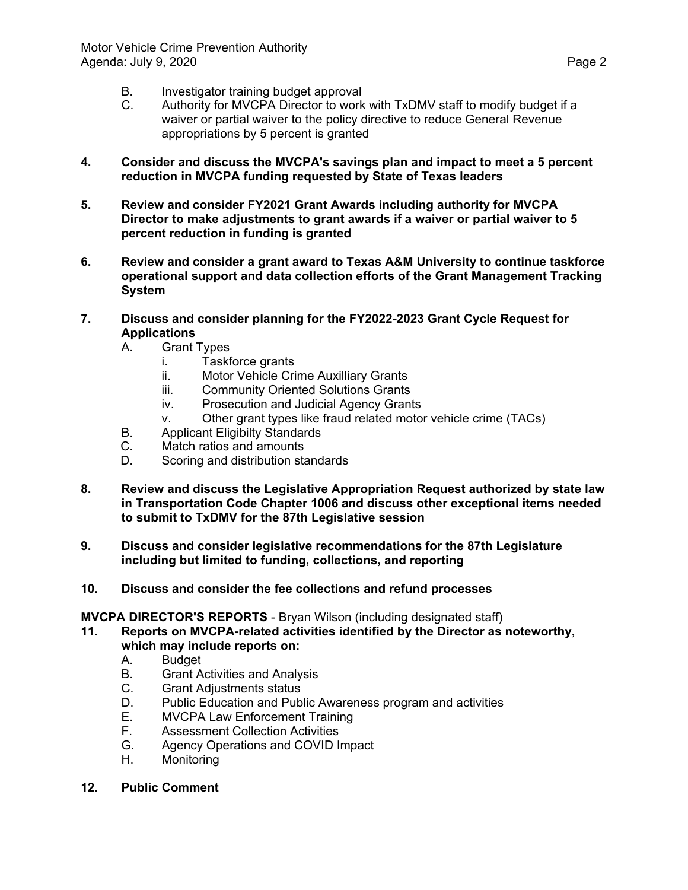B. Investigator training budget approval

C. Authority for MVCPA Director to work with TxDMV staff to modify budget if a waiver or partial waiver to the policy directive to reduce General Revenue appropriations by 5 percent is granted

**4. Consider and discuss the MVCPA's savings plan and impact to meet a 5 percent reduction in MVCPA funding requested by State of Texas leaders**

**5. Review and consider FY2021 Grant Awards including authority for MVCPA Director to make adjustments to grant awards if a waiver or partial waiver to 5 percent reduction in funding is granted**

**6. Review and consider a grant award to Texas A&M University to continue taskforce operational support and data collection efforts of the Grant Management Tracking System**

**7. Discuss and consider planning for the FY2022-2023 Grant Cycle Request for Applications**

A. Grant Types
   - i. Taskforce grants
   - ii. Motor Vehicle Crime Auxilliary Grants
   - iii. Community Oriented Solutions Grants
   - iv. Prosecution and Judicial Agency Grants
   - v. Other grant types like fraud related motor vehicle crime (TACs)

B. Applicant Eligibilty Standards

C. Match ratios and amounts

D. Scoring and distribution standards

**8. Review and discuss the Legislative Appropriation Request authorized by state law in Transportation Code Chapter 1006 and discuss other exceptional items needed to submit to TxDMV for the 87th Legislative session**

**9. Discuss and consider legislative recommendations for the 87th Legislature including but limited to funding, collections, and reporting**

**10. Discuss and consider the fee collections and refund processes**

**MVCPA DIRECTOR'S REPORTS** - Bryan Wilson (including designated staff)

**11. Reports on MVCPA-related activities identified by the Director as noteworthy, which may include reports on:**

A. Budget

B. Grant Activities and Analysis

C. Grant Adjustments status

D. Public Education and Public Awareness program and activities

E. MVCPA Law Enforcement Training

F. Assessment Collection Activities

G. Agency Operations and COVID Impact

H. Monitoring

**12. Public Comment**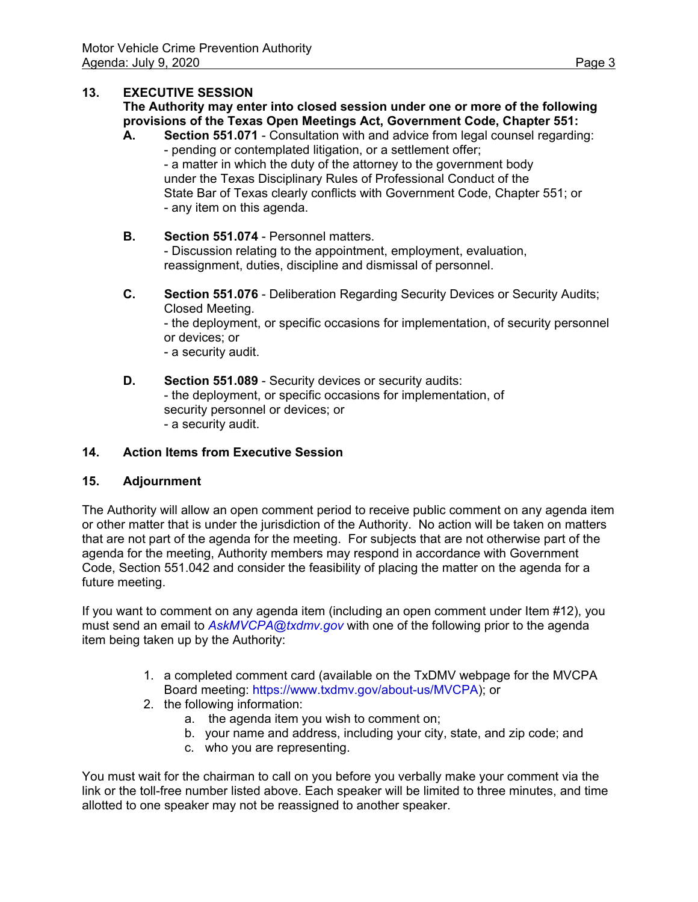## 13. EXECUTIVE SESSION

**The Authority may enter into closed session under one or more of the following provisions of the Texas Open Meetings Act, Government Code, Chapter 551:**

**A.** **Section 551.071** - Consultation with and advice from legal counsel regarding:
- pending or contemplated litigation, or a settlement offer;
- a matter in which the duty of the attorney to the government body under the Texas Disciplinary Rules of Professional Conduct of the State Bar of Texas clearly conflicts with Government Code, Chapter 551; or
- any item on this agenda.

**B.** **Section 551.074** - Personnel matters.
- Discussion relating to the appointment, employment, evaluation, reassignment, duties, discipline and dismissal of personnel.

**C.** **Section 551.076** - Deliberation Regarding Security Devices or Security Audits; Closed Meeting.
- the deployment, or specific occasions for implementation, of security personnel or devices; or
- a security audit.

**D.** **Section 551.089** - Security devices or security audits:
- the deployment, or specific occasions for implementation, of security personnel or devices; or
- a security audit.

## 14. Action Items from Executive Session

## 15. Adjournment

The Authority will allow an open comment period to receive public comment on any agenda item or other matter that is under the jurisdiction of the Authority. No action will be taken on matters that are not part of the agenda for the meeting. For subjects that are not otherwise part of the agenda for the meeting, Authority members may respond in accordance with Government Code, Section 551.042 and consider the feasibility of placing the matter on the agenda for a future meeting.

If you want to comment on any agenda item (including an open comment under Item #12), you must send an email to *AskMVCPA@txdmv.gov* with one of the following prior to the agenda item being taken up by the Authority:

1. a completed comment card (available on the TxDMV webpage for the MVCPA Board meeting: https://www.txdmv.gov/about-us/MVCPA); or
2. the following information:
   a. the agenda item you wish to comment on;
   b. your name and address, including your city, state, and zip code; and
   c. who you are representing.

You must wait for the chairman to call on you before you verbally make your comment via the link or the toll-free number listed above. Each speaker will be limited to three minutes, and time allotted to one speaker may not be reassigned to another speaker.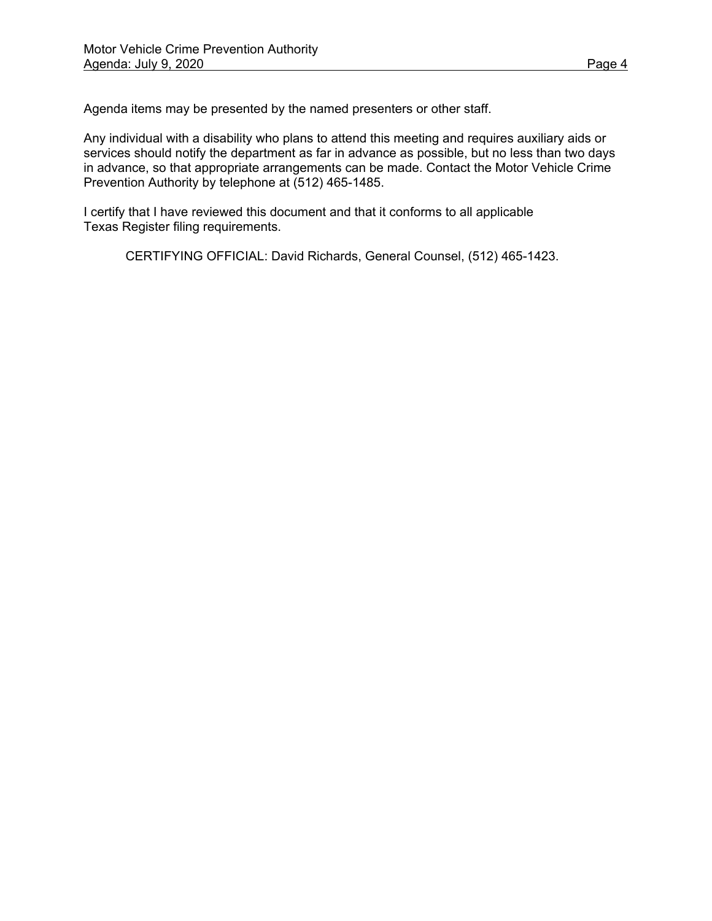Agenda items may be presented by the named presenters or other staff.

Any individual with a disability who plans to attend this meeting and requires auxiliary aids or services should notify the department as far in advance as possible, but no less than two days in advance, so that appropriate arrangements can be made. Contact the Motor Vehicle Crime Prevention Authority by telephone at (512) 465-1485.

I certify that I have reviewed this document and that it conforms to all applicable Texas Register filing requirements.

CERTIFYING OFFICIAL: David Richards, General Counsel, (512) 465-1423.